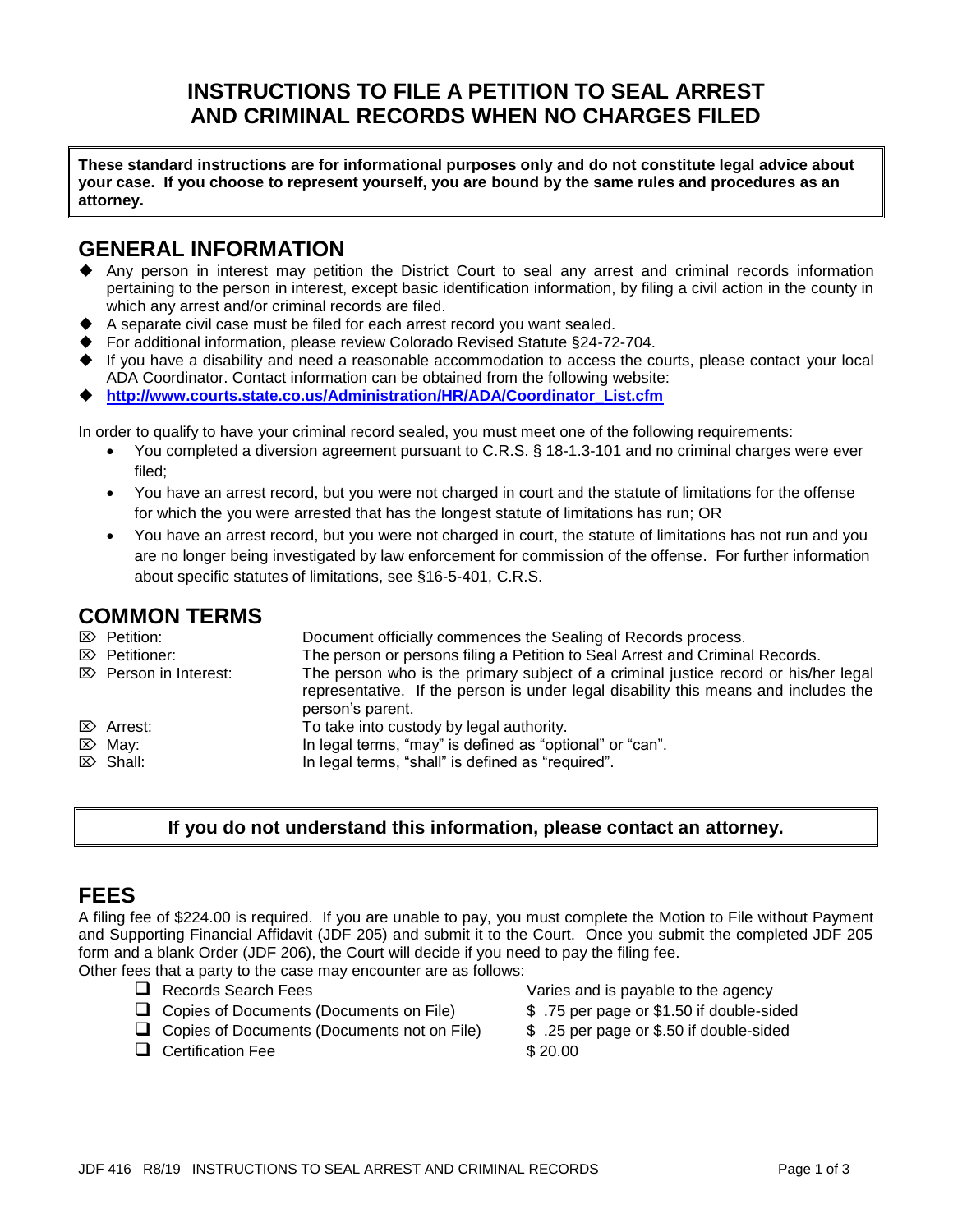# INSTRUCTIONS TO FILE A PETITION TO SEAL ARREST AND CRIMINAL RECORDS WHEN NO CHARGES FILED

**These standard instructions are for informational purposes only and do not constitute legal advice about your case. If you choose to represent yourself, you are bound by the same rules and procedures as an attorney.**

## GENERAL INFORMATION

- Any person in interest may petition the District Court to seal any arrest and criminal records information pertaining to the person in interest, except basic identification information, by filing a civil action in the county in which any arrest and/or criminal records are filed.
- A separate civil case must be filed for each arrest record you want sealed.
- For additional information, please review Colorado Revised Statute §24-72-704.
- If you have a disability and need a reasonable accommodation to access the courts, please contact your local ADA Coordinator. Contact information can be obtained from the following website:
- **http://www.courts.state.co.us/Administration/HR/ADA/Coordinator_List.cfm**

In order to qualify to have your criminal record sealed, you must meet one of the following requirements:

- You completed a diversion agreement pursuant to C.R.S. § 18-1.3-101 and no criminal charges were ever filed;
- You have an arrest record, but you were not charged in court and the statute of limitations for the offense for which the you were arrested that has the longest statute of limitations has run; OR
- You have an arrest record, but you were not charged in court, the statute of limitations has not run and you are no longer being investigated by law enforcement for commission of the offense. For further information about specific statutes of limitations, see §16-5-401, C.R.S.

## COMMON TERMS

| | |
|---|---|
| ⌦ Petition: | Document officially commences the Sealing of Records process. |
| ⌦ Petitioner: | The person or persons filing a Petition to Seal Arrest and Criminal Records. |
| ⌦ Person in Interest: | The person who is the primary subject of a criminal justice record or his/her legal representative. If the person is under legal disability this means and includes the person's parent. |
| ⌦ Arrest: | To take into custody by legal authority. |
| ⌦ May: | In legal terms, "may" is defined as "optional" or "can". |
| ⌦ Shall: | In legal terms, "shall" is defined as "required". |

**If you do not understand this information, please contact an attorney.**

## FEES

A filing fee of $224.00 is required. If you are unable to pay, you must complete the Motion to File without Payment and Supporting Financial Affidavit (JDF 205) and submit it to the Court. Once you submit the completed JDF 205 form and a blank Order (JDF 206), the Court will decide if you need to pay the filing fee.

Other fees that a party to the case may encounter are as follows:

| | |
|---|---|
| ❑ Records Search Fees | Varies and is payable to the agency |
| ❑ Copies of Documents (Documents on File) | $ .75 per page or $1.50 if double-sided |
| ❑ Copies of Documents (Documents not on File) | $ .25 per page or $.50 if double-sided |
| ❑ Certification Fee | $ 20.00 |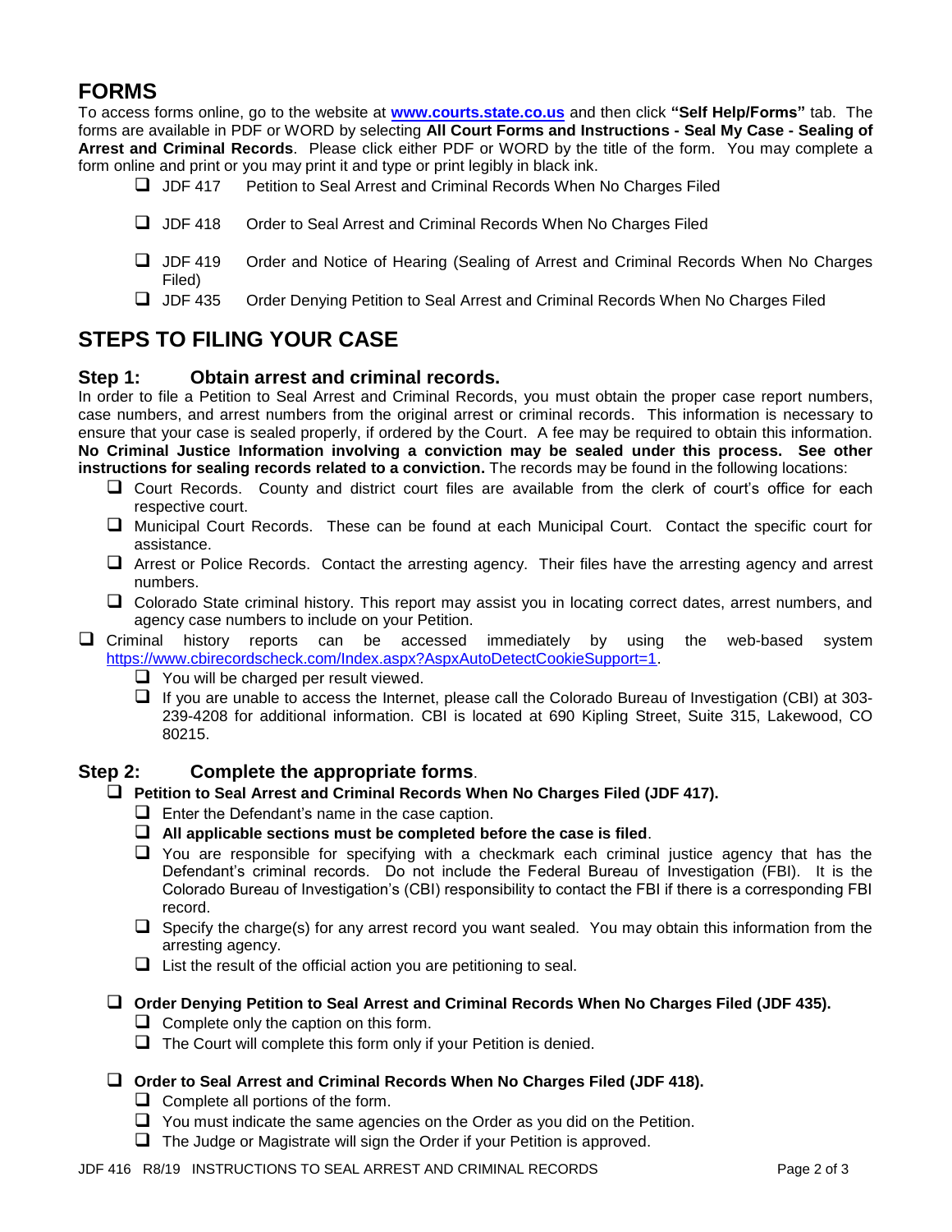## FORMS

To access forms online, go to the website at **www.courts.state.co.us** and then click **"Self Help/Forms"** tab. The forms are available in PDF or WORD by selecting **All Court Forms and Instructions - Seal My Case - Sealing of Arrest and Criminal Records**. Please click either PDF or WORD by the title of the form. You may complete a form online and print or you may print it and type or print legibly in black ink.

- ☐ JDF 417 Petition to Seal Arrest and Criminal Records When No Charges Filed
- ☐ JDF 418 Order to Seal Arrest and Criminal Records When No Charges Filed
- ☐ JDF 419 Order and Notice of Hearing (Sealing of Arrest and Criminal Records When No Charges Filed)
- ☐ JDF 435 Order Denying Petition to Seal Arrest and Criminal Records When No Charges Filed

## STEPS TO FILING YOUR CASE

### Step 1: Obtain arrest and criminal records.

In order to file a Petition to Seal Arrest and Criminal Records, you must obtain the proper case report numbers, case numbers, and arrest numbers from the original arrest or criminal records. This information is necessary to ensure that your case is sealed properly, if ordered by the Court. A fee may be required to obtain this information. **No Criminal Justice Information involving a conviction may be sealed under this process. See other instructions for sealing records related to a conviction.** The records may be found in the following locations:

- ☐ Court Records. County and district court files are available from the clerk of court's office for each respective court.
- ☐ Municipal Court Records. These can be found at each Municipal Court. Contact the specific court for assistance.
- ☐ Arrest or Police Records. Contact the arresting agency. Their files have the arresting agency and arrest numbers.
- ☐ Colorado State criminal history. This report may assist you in locating correct dates, arrest numbers, and agency case numbers to include on your Petition.

☐ Criminal history reports can be accessed immediately by using the web-based system https://www.cbirecordscheck.com/Index.aspx?AspxAutoDetectCookieSupport=1.

- ☐ You will be charged per result viewed.
- ☐ If you are unable to access the Internet, please call the Colorado Bureau of Investigation (CBI) at 303-239-4208 for additional information. CBI is located at 690 Kipling Street, Suite 315, Lakewood, CO 80215.

### Step 2: Complete the appropriate forms.

- ☐ **Petition to Seal Arrest and Criminal Records When No Charges Filed (JDF 417).**
  - ☐ Enter the Defendant's name in the case caption.
  - ☐ **All applicable sections must be completed before the case is filed**.
  - ☐ You are responsible for specifying with a checkmark each criminal justice agency that has the Defendant's criminal records. Do not include the Federal Bureau of Investigation (FBI). It is the Colorado Bureau of Investigation's (CBI) responsibility to contact the FBI if there is a corresponding FBI record.
  - ☐ Specify the charge(s) for any arrest record you want sealed. You may obtain this information from the arresting agency.
  - ☐ List the result of the official action you are petitioning to seal.

- ☐ **Order Denying Petition to Seal Arrest and Criminal Records When No Charges Filed (JDF 435).**
  - ☐ Complete only the caption on this form.
  - ☐ The Court will complete this form only if your Petition is denied.

- ☐ **Order to Seal Arrest and Criminal Records When No Charges Filed (JDF 418).**
  - ☐ Complete all portions of the form.
  - ☐ You must indicate the same agencies on the Order as you did on the Petition.
  - ☐ The Judge or Magistrate will sign the Order if your Petition is approved.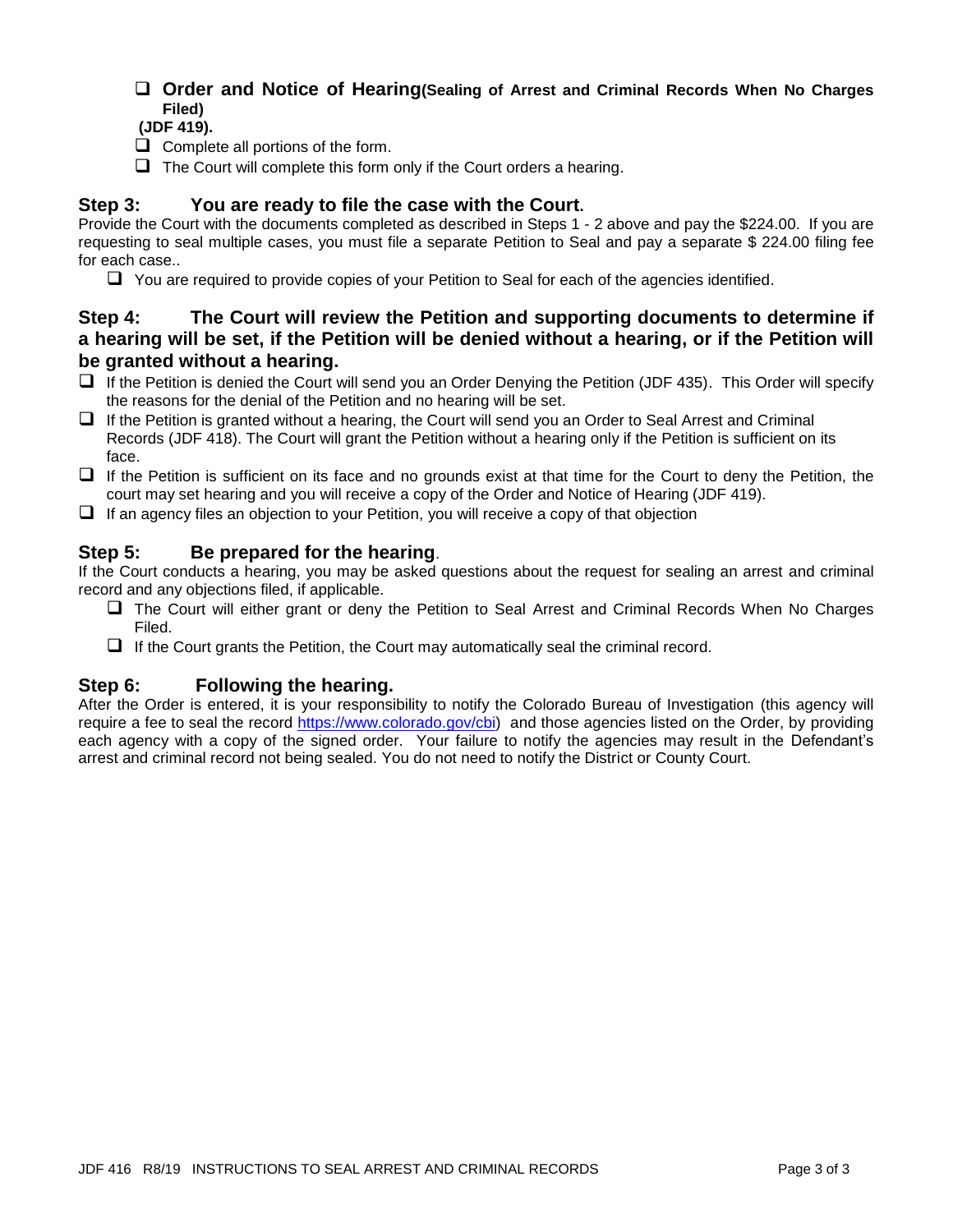- ❑ **Order and Notice of Hearing(Sealing of Arrest and Criminal Records When No Charges Filed) (JDF 419).**
  - ❑ Complete all portions of the form.
  - ❑ The Court will complete this form only if the Court orders a hearing.

## Step 3: You are ready to file the case with the Court.

Provide the Court with the documents completed as described in Steps 1 - 2 above and pay the $224.00. If you are requesting to seal multiple cases, you must file a separate Petition to Seal and pay a separate $ 224.00 filing fee for each case..

- ❑ You are required to provide copies of your Petition to Seal for each of the agencies identified.

## Step 4: The Court will review the Petition and supporting documents to determine if a hearing will be set, if the Petition will be denied without a hearing, or if the Petition will be granted without a hearing.

- ❑ If the Petition is denied the Court will send you an Order Denying the Petition (JDF 435). This Order will specify the reasons for the denial of the Petition and no hearing will be set.
- ❑ If the Petition is granted without a hearing, the Court will send you an Order to Seal Arrest and Criminal Records (JDF 418). The Court will grant the Petition without a hearing only if the Petition is sufficient on its face.
- ❑ If the Petition is sufficient on its face and no grounds exist at that time for the Court to deny the Petition, the court may set hearing and you will receive a copy of the Order and Notice of Hearing (JDF 419).
- ❑ If an agency files an objection to your Petition, you will receive a copy of that objection

## Step 5: Be prepared for the hearing.

If the Court conducts a hearing, you may be asked questions about the request for sealing an arrest and criminal record and any objections filed, if applicable.

- ❑ The Court will either grant or deny the Petition to Seal Arrest and Criminal Records When No Charges Filed.
- ❑ If the Court grants the Petition, the Court may automatically seal the criminal record.

## Step 6: Following the hearing.

After the Order is entered, it is your responsibility to notify the Colorado Bureau of Investigation (this agency will require a fee to seal the record https://www.colorado.gov/cbi) and those agencies listed on the Order, by providing each agency with a copy of the signed order. Your failure to notify the agencies may result in the Defendant's arrest and criminal record not being sealed. You do not need to notify the District or County Court.